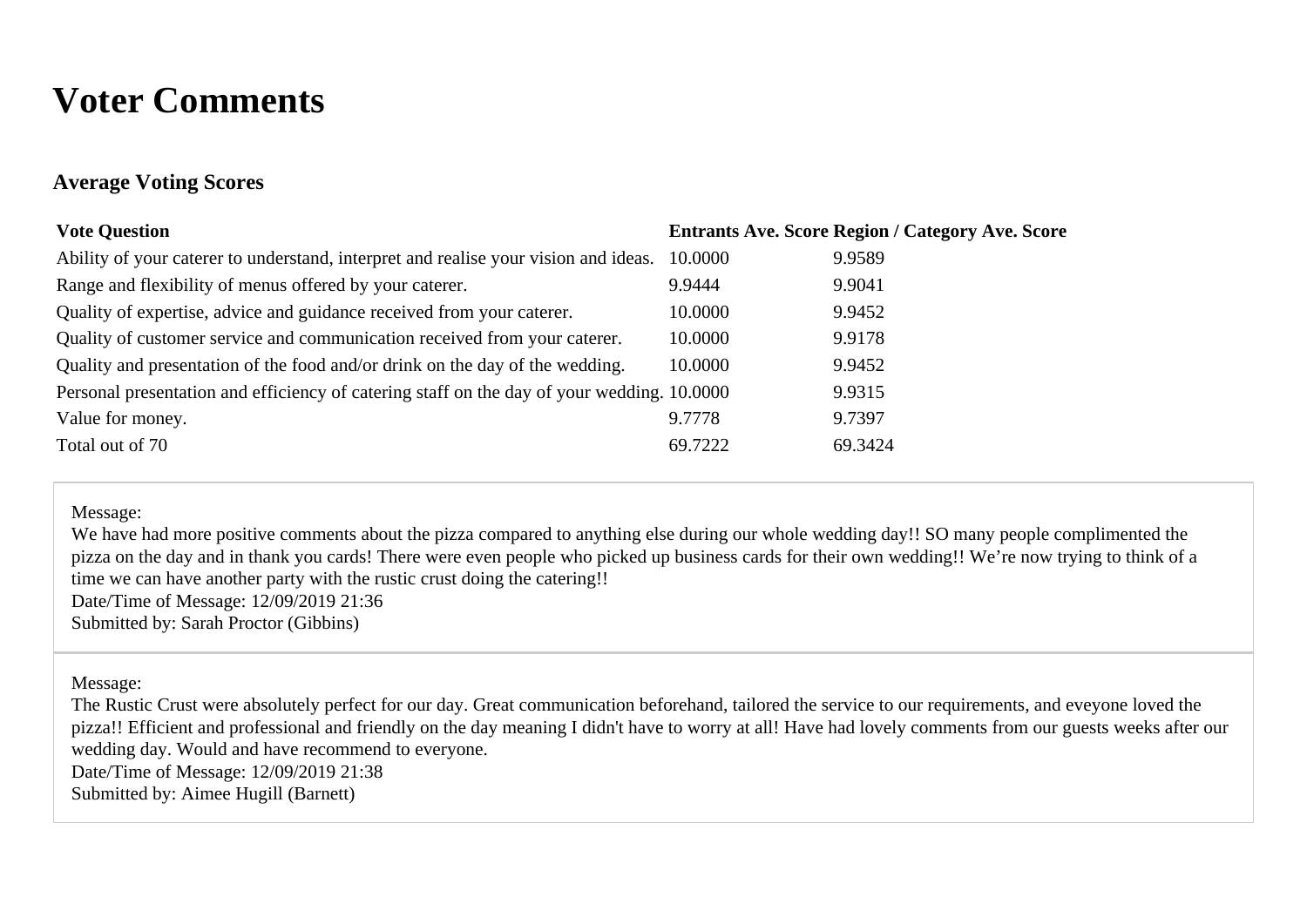# Voter Comments

### Average Voting Scores

| Vote Question | Entrants Ave. Score | Region / Category Ave. Score |
|---|---|---|
| Ability of your caterer to understand, interpret and realise your vision and ideas. | 10.0000 | 9.9589 |
| Range and flexibility of menus offered by your caterer. | 9.9444 | 9.9041 |
| Quality of expertise, advice and guidance received from your caterer. | 10.0000 | 9.9452 |
| Quality of customer service and communication received from your caterer. | 10.0000 | 9.9178 |
| Quality and presentation of the food and/or drink on the day of the wedding. | 10.0000 | 9.9452 |
| Personal presentation and efficiency of catering staff on the day of your wedding. | 10.0000 | 9.9315 |
| Value for money. | 9.7778 | 9.7397 |
| Total out of 70 | 69.7222 | 69.3424 |

Message:
We have had more positive comments about the pizza compared to anything else during our whole wedding day!! SO many people complimented the pizza on the day and in thank you cards! There were even people who picked up business cards for their own wedding!! We're now trying to think of a time we can have another party with the rustic crust doing the catering!!
Date/Time of Message: 12/09/2019 21:36
Submitted by: Sarah Proctor (Gibbins)

Message:
The Rustic Crust were absolutely perfect for our day. Great communication beforehand, tailored the service to our requirements, and eveyone loved the pizza!! Efficient and professional and friendly on the day meaning I didn't have to worry at all! Have had lovely comments from our guests weeks after our wedding day. Would and have recommend to everyone.
Date/Time of Message: 12/09/2019 21:38
Submitted by: Aimee Hugill (Barnett)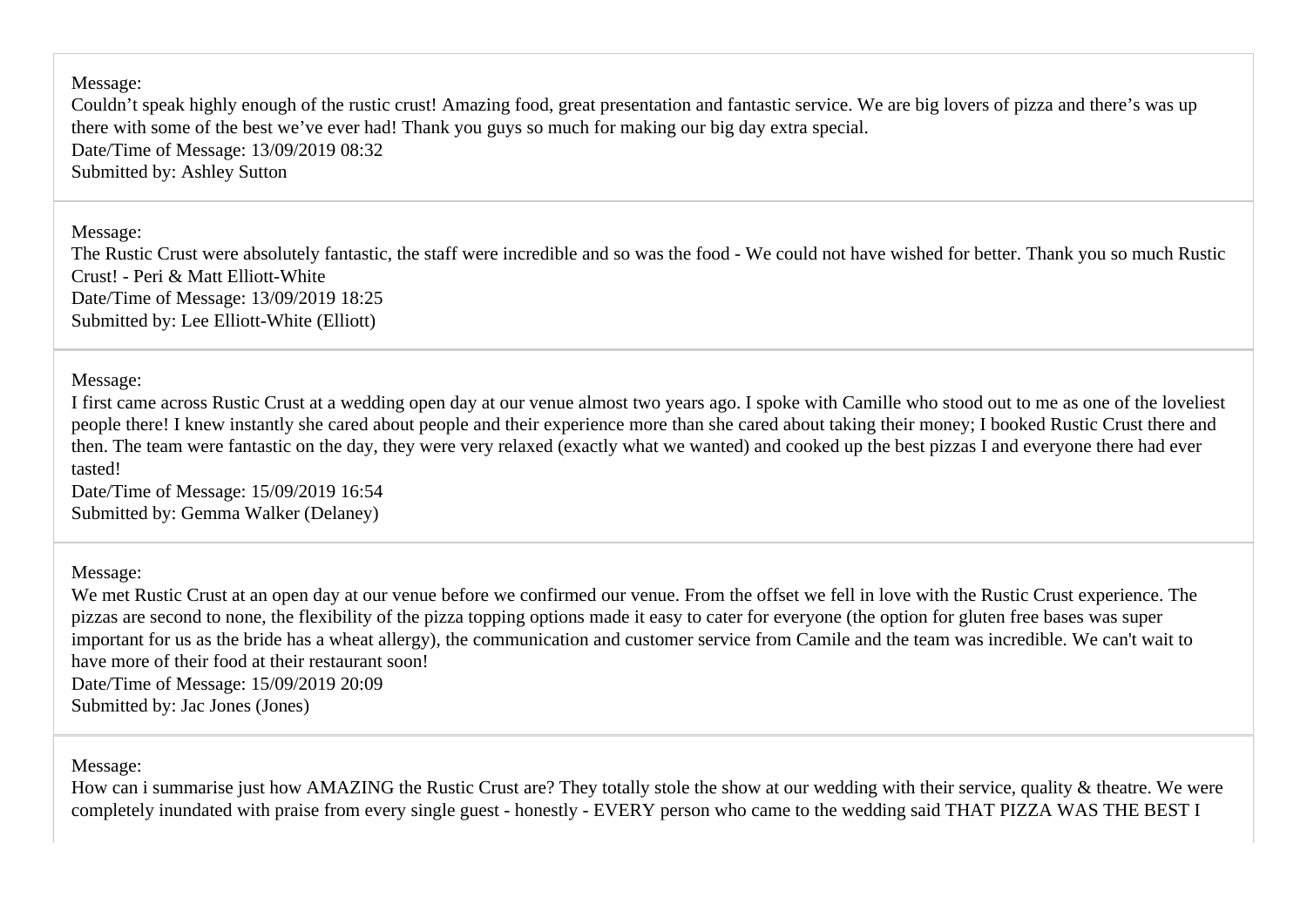Message:
Couldn’t speak highly enough of the rustic crust! Amazing food, great presentation and fantastic service. We are big lovers of pizza and there’s was up there with some of the best we’ve ever had! Thank you guys so much for making our big day extra special.
Date/Time of Message: 13/09/2019 08:32
Submitted by: Ashley Sutton

---

Message:
The Rustic Crust were absolutely fantastic, the staff were incredible and so was the food - We could not have wished for better. Thank you so much Rustic Crust! - Peri & Matt Elliott-White
Date/Time of Message: 13/09/2019 18:25
Submitted by: Lee Elliott-White (Elliott)

---

Message:
I first came across Rustic Crust at a wedding open day at our venue almost two years ago. I spoke with Camille who stood out to me as one of the loveliest people there! I knew instantly she cared about people and their experience more than she cared about taking their money; I booked Rustic Crust there and then. The team were fantastic on the day, they were very relaxed (exactly what we wanted) and cooked up the best pizzas I and everyone there had ever tasted!
Date/Time of Message: 15/09/2019 16:54
Submitted by: Gemma Walker (Delaney)

---

Message:
We met Rustic Crust at an open day at our venue before we confirmed our venue. From the offset we fell in love with the Rustic Crust experience. The pizzas are second to none, the flexibility of the pizza topping options made it easy to cater for everyone (the option for gluten free bases was super important for us as the bride has a wheat allergy), the communication and customer service from Camile and the team was incredible. We can't wait to have more of their food at their restaurant soon!
Date/Time of Message: 15/09/2019 20:09
Submitted by: Jac Jones (Jones)

---

Message:
How can i summarise just how AMAZING the Rustic Crust are? They totally stole the show at our wedding with their service, quality & theatre. We were completely inundated with praise from every single guest - honestly - EVERY person who came to the wedding said THAT PIZZA WAS THE BEST I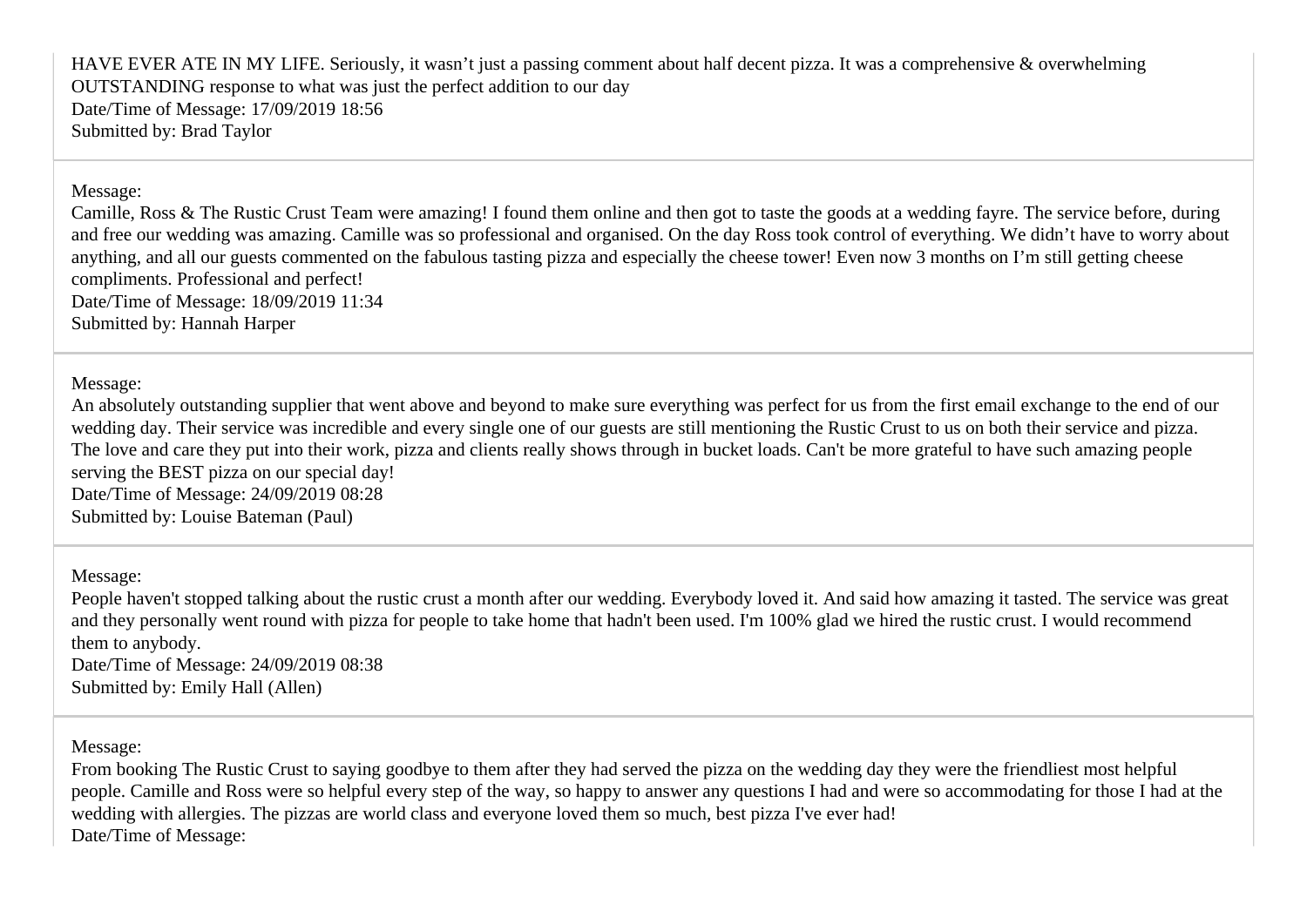HAVE EVER ATE IN MY LIFE. Seriously, it wasn't just a passing comment about half decent pizza. It was a comprehensive & overwhelming OUTSTANDING response to what was just the perfect addition to our day
Date/Time of Message: 17/09/2019 18:56
Submitted by: Brad Taylor

---

Message:
Camille, Ross & The Rustic Crust Team were amazing! I found them online and then got to taste the goods at a wedding fayre. The service before, during and free our wedding was amazing. Camille was so professional and organised. On the day Ross took control of everything. We didn't have to worry about anything, and all our guests commented on the fabulous tasting pizza and especially the cheese tower! Even now 3 months on I'm still getting cheese compliments. Professional and perfect!
Date/Time of Message: 18/09/2019 11:34
Submitted by: Hannah Harper

---

Message:
An absolutely outstanding supplier that went above and beyond to make sure everything was perfect for us from the first email exchange to the end of our wedding day. Their service was incredible and every single one of our guests are still mentioning the Rustic Crust to us on both their service and pizza. The love and care they put into their work, pizza and clients really shows through in bucket loads. Can't be more grateful to have such amazing people serving the BEST pizza on our special day!
Date/Time of Message: 24/09/2019 08:28
Submitted by: Louise Bateman (Paul)

---

Message:
People haven't stopped talking about the rustic crust a month after our wedding. Everybody loved it. And said how amazing it tasted. The service was great and they personally went round with pizza for people to take home that hadn't been used. I'm 100% glad we hired the rustic crust. I would recommend them to anybody.
Date/Time of Message: 24/09/2019 08:38
Submitted by: Emily Hall (Allen)

---

Message:
From booking The Rustic Crust to saying goodbye to them after they had served the pizza on the wedding day they were the friendliest most helpful people. Camille and Ross were so helpful every step of the way, so happy to answer any questions I had and were so accommodating for those I had at the wedding with allergies. The pizzas are world class and everyone loved them so much, best pizza I've ever had!
Date/Time of Message: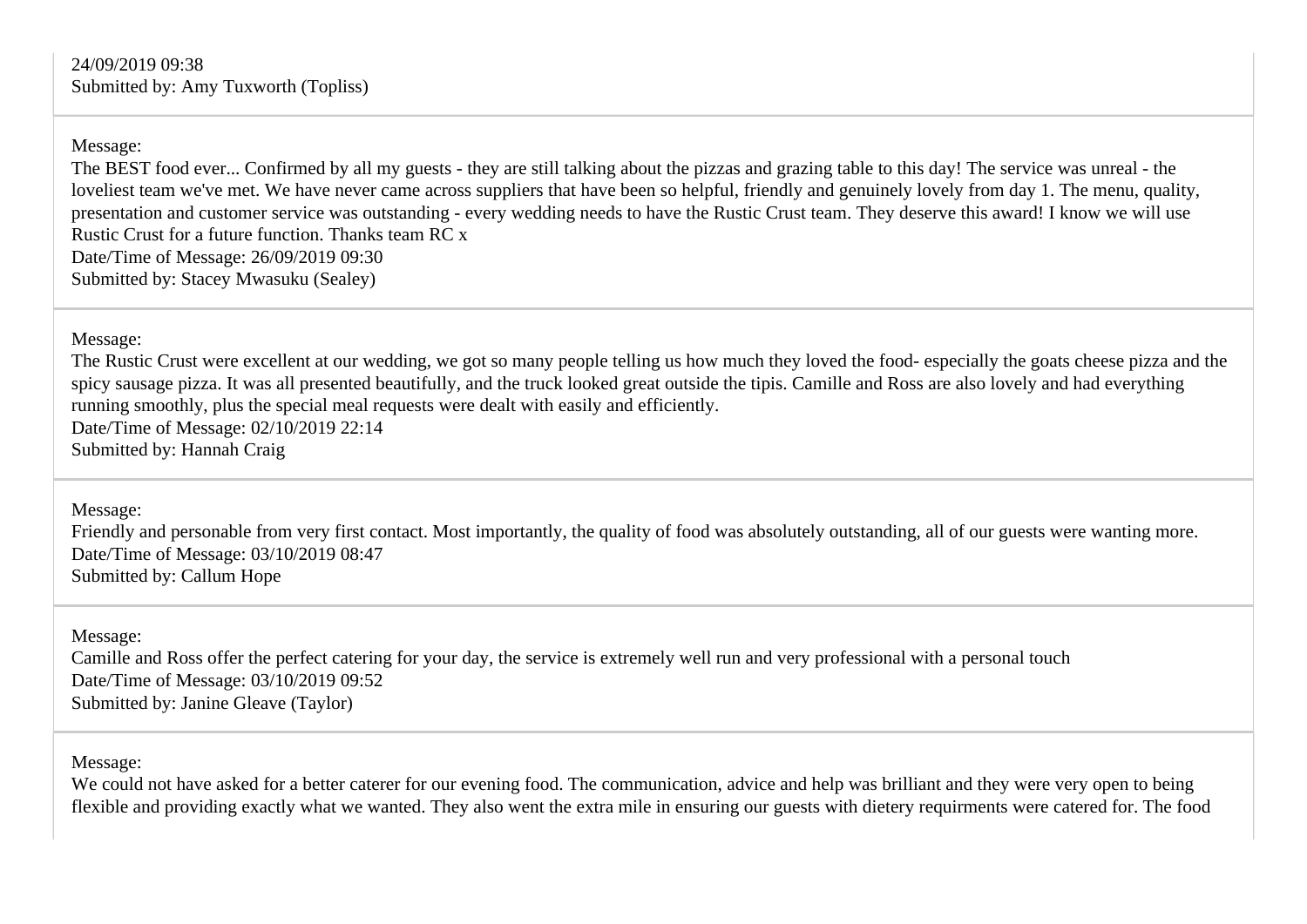24/09/2019 09:38
Submitted by: Amy Tuxworth (Topliss)

---

Message:
The BEST food ever... Confirmed by all my guests - they are still talking about the pizzas and grazing table to this day! The service was unreal - the loveliest team we've met. We have never came across suppliers that have been so helpful, friendly and genuinely lovely from day 1. The menu, quality, presentation and customer service was outstanding - every wedding needs to have the Rustic Crust team. They deserve this award! I know we will use Rustic Crust for a future function. Thanks team RC x
Date/Time of Message: 26/09/2019 09:30
Submitted by: Stacey Mwasuku (Sealey)

---

Message:
The Rustic Crust were excellent at our wedding, we got so many people telling us how much they loved the food- especially the goats cheese pizza and the spicy sausage pizza. It was all presented beautifully, and the truck looked great outside the tipis. Camille and Ross are also lovely and had everything running smoothly, plus the special meal requests were dealt with easily and efficiently.
Date/Time of Message: 02/10/2019 22:14
Submitted by: Hannah Craig

---

Message:
Friendly and personable from very first contact. Most importantly, the quality of food was absolutely outstanding, all of our guests were wanting more.
Date/Time of Message: 03/10/2019 08:47
Submitted by: Callum Hope

---

Message:
Camille and Ross offer the perfect catering for your day, the service is extremely well run and very professional with a personal touch
Date/Time of Message: 03/10/2019 09:52
Submitted by: Janine Gleave (Taylor)

---

Message:
We could not have asked for a better caterer for our evening food. The communication, advice and help was brilliant and they were very open to being flexible and providing exactly what we wanted. They also went the extra mile in ensuring our guests with dietery requirments were catered for. The food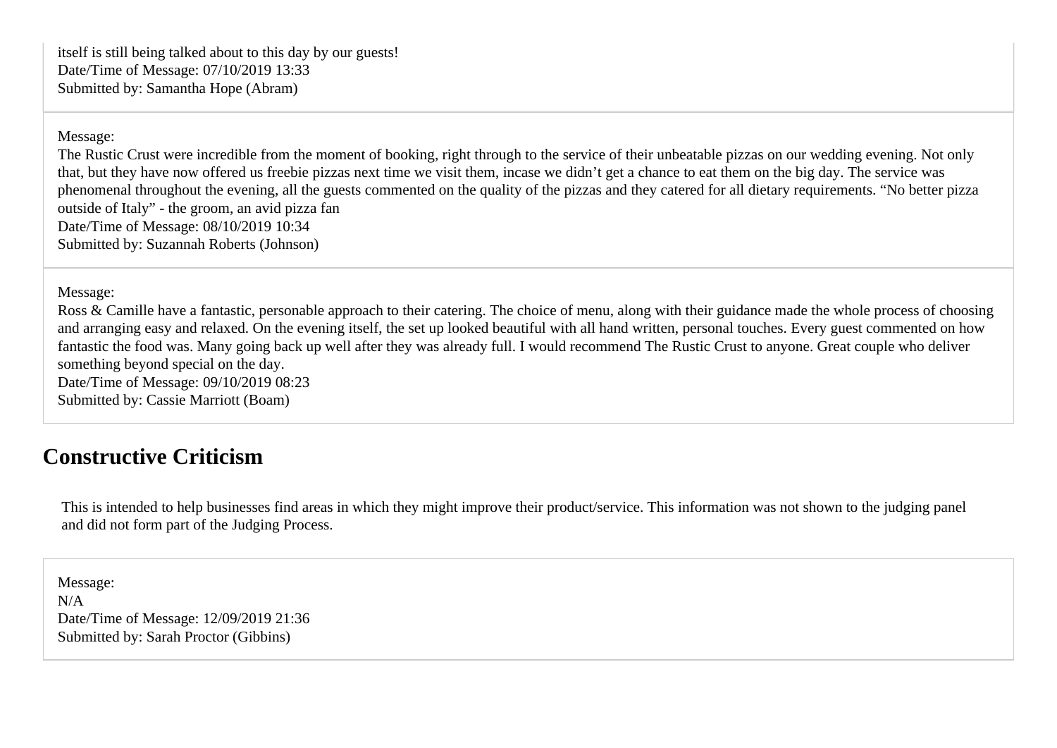itself is still being talked about to this day by our guests!
Date/Time of Message: 07/10/2019 13:33
Submitted by: Samantha Hope (Abram)

Message:
The Rustic Crust were incredible from the moment of booking, right through to the service of their unbeatable pizzas on our wedding evening. Not only that, but they have now offered us freebie pizzas next time we visit them, incase we didn’t get a chance to eat them on the big day. The service was phenomenal throughout the evening, all the guests commented on the quality of the pizzas and they catered for all dietary requirements. “No better pizza outside of Italy” - the groom, an avid pizza fan
Date/Time of Message: 08/10/2019 10:34
Submitted by: Suzannah Roberts (Johnson)

Message:
Ross & Camille have a fantastic, personable approach to their catering. The choice of menu, along with their guidance made the whole process of choosing and arranging easy and relaxed. On the evening itself, the set up looked beautiful with all hand written, personal touches. Every guest commented on how fantastic the food was. Many going back up well after they was already full. I would recommend The Rustic Crust to anyone. Great couple who deliver something beyond special on the day.
Date/Time of Message: 09/10/2019 08:23
Submitted by: Cassie Marriott (Boam)

## Constructive Criticism

This is intended to help businesses find areas in which they might improve their product/service. This information was not shown to the judging panel and did not form part of the Judging Process.

Message:
N/A
Date/Time of Message: 12/09/2019 21:36
Submitted by: Sarah Proctor (Gibbins)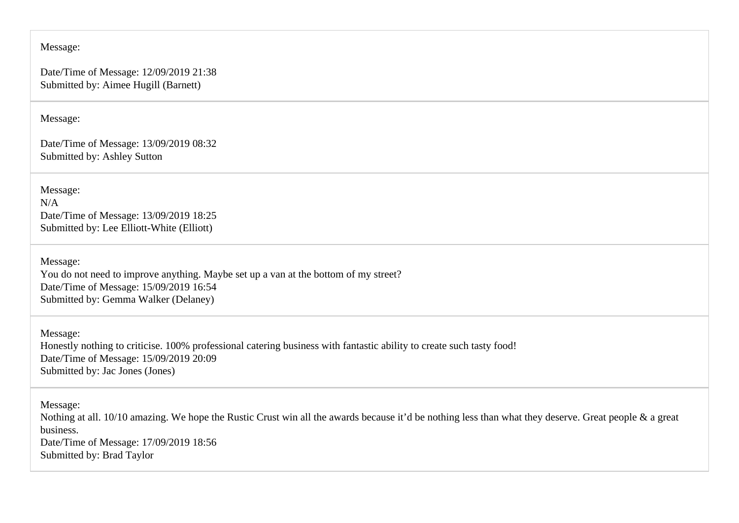Message:

Date/Time of Message: 12/09/2019 21:38
Submitted by: Aimee Hugill (Barnett)

---

Message:

Date/Time of Message: 13/09/2019 08:32
Submitted by: Ashley Sutton

---

Message:
N/A
Date/Time of Message: 13/09/2019 18:25
Submitted by: Lee Elliott-White (Elliott)

---

Message:
You do not need to improve anything. Maybe set up a van at the bottom of my street?
Date/Time of Message: 15/09/2019 16:54
Submitted by: Gemma Walker (Delaney)

---

Message:
Honestly nothing to criticise. 100% professional catering business with fantastic ability to create such tasty food!
Date/Time of Message: 15/09/2019 20:09
Submitted by: Jac Jones (Jones)

---

Message:
Nothing at all. 10/10 amazing. We hope the Rustic Crust win all the awards because it'd be nothing less than what they deserve. Great people & a great business.
Date/Time of Message: 17/09/2019 18:56
Submitted by: Brad Taylor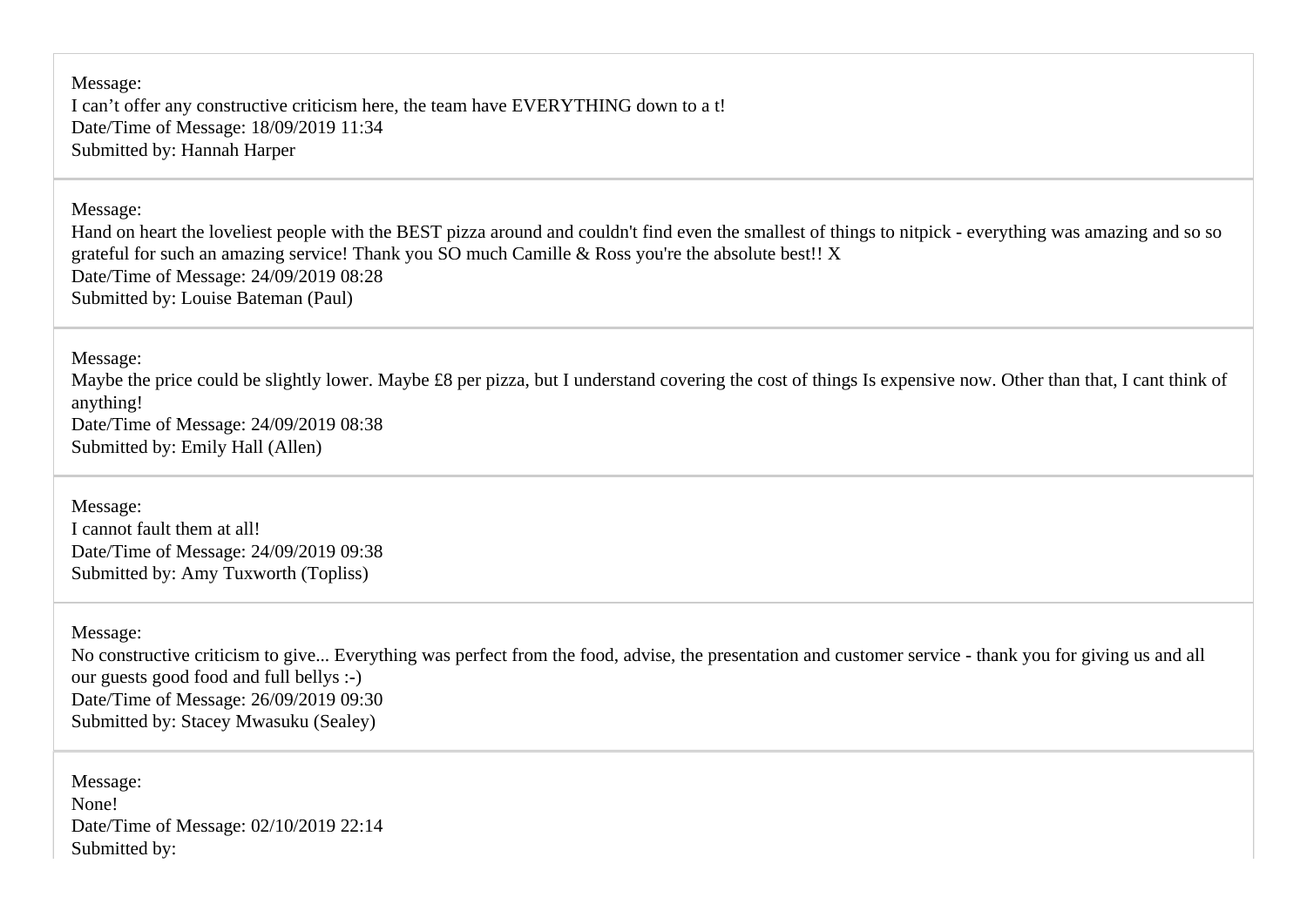Message:
I can’t offer any constructive criticism here, the team have EVERYTHING down to a t!
Date/Time of Message: 18/09/2019 11:34
Submitted by: Hannah Harper

---

Message:
Hand on heart the loveliest people with the BEST pizza around and couldn't find even the smallest of things to nitpick - everything was amazing and so so grateful for such an amazing service! Thank you SO much Camille & Ross you're the absolute best!! X
Date/Time of Message: 24/09/2019 08:28
Submitted by: Louise Bateman (Paul)

---

Message:
Maybe the price could be slightly lower. Maybe £8 per pizza, but I understand covering the cost of things Is expensive now. Other than that, I cant think of anything!
Date/Time of Message: 24/09/2019 08:38
Submitted by: Emily Hall (Allen)

---

Message:
I cannot fault them at all!
Date/Time of Message: 24/09/2019 09:38
Submitted by: Amy Tuxworth (Topliss)

---

Message:
No constructive criticism to give... Everything was perfect from the food, advise, the presentation and customer service - thank you for giving us and all our guests good food and full bellys :-)
Date/Time of Message: 26/09/2019 09:30
Submitted by: Stacey Mwasuku (Sealey)

---

Message:
None!
Date/Time of Message: 02/10/2019 22:14
Submitted by: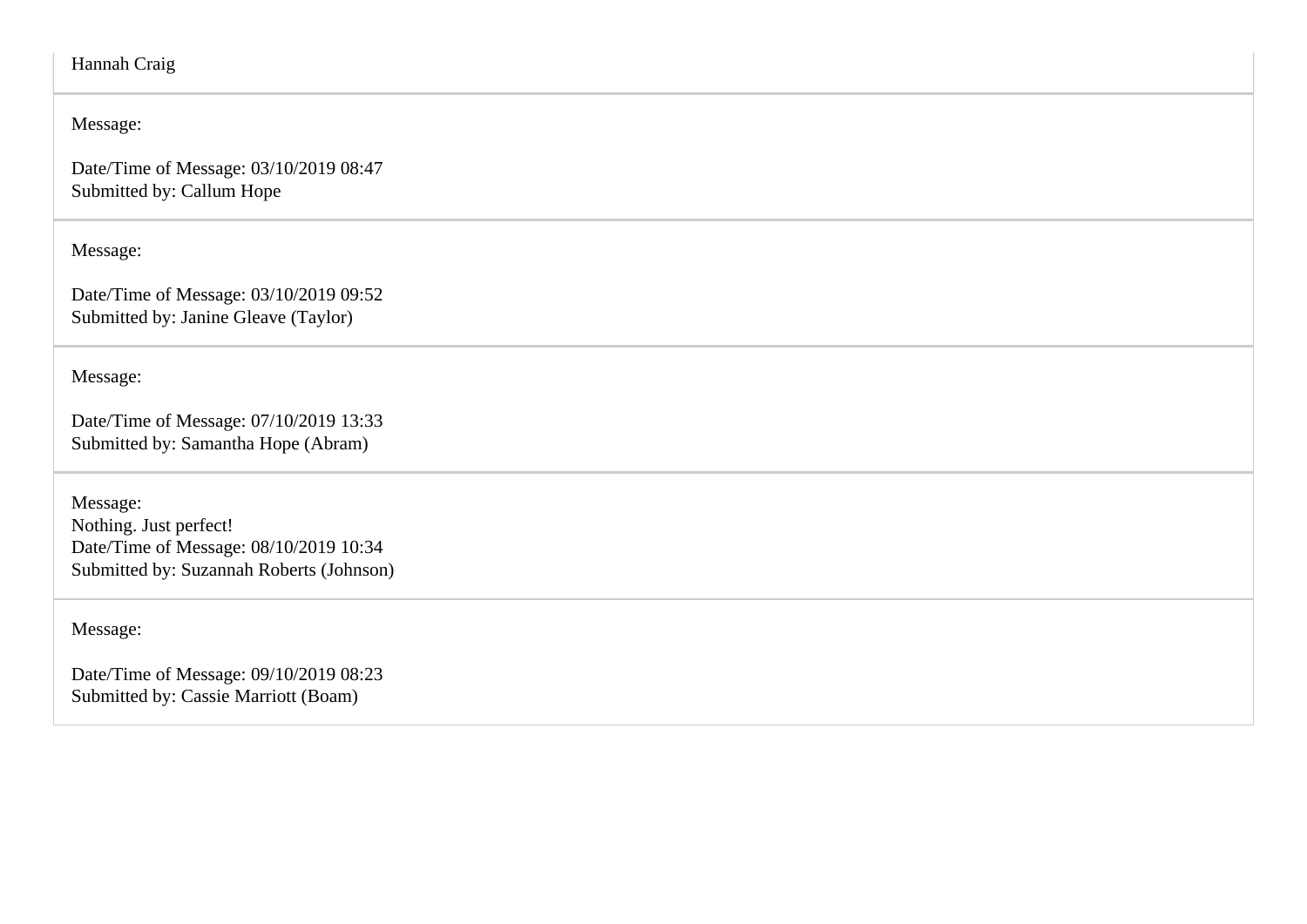Hannah Craig

Message:

Date/Time of Message: 03/10/2019 08:47
Submitted by: Callum Hope

Message:

Date/Time of Message: 03/10/2019 09:52
Submitted by: Janine Gleave (Taylor)

Message:

Date/Time of Message: 07/10/2019 13:33
Submitted by: Samantha Hope (Abram)

Message:
Nothing. Just perfect!
Date/Time of Message: 08/10/2019 10:34
Submitted by: Suzannah Roberts (Johnson)

Message:

Date/Time of Message: 09/10/2019 08:23
Submitted by: Cassie Marriott (Boam)